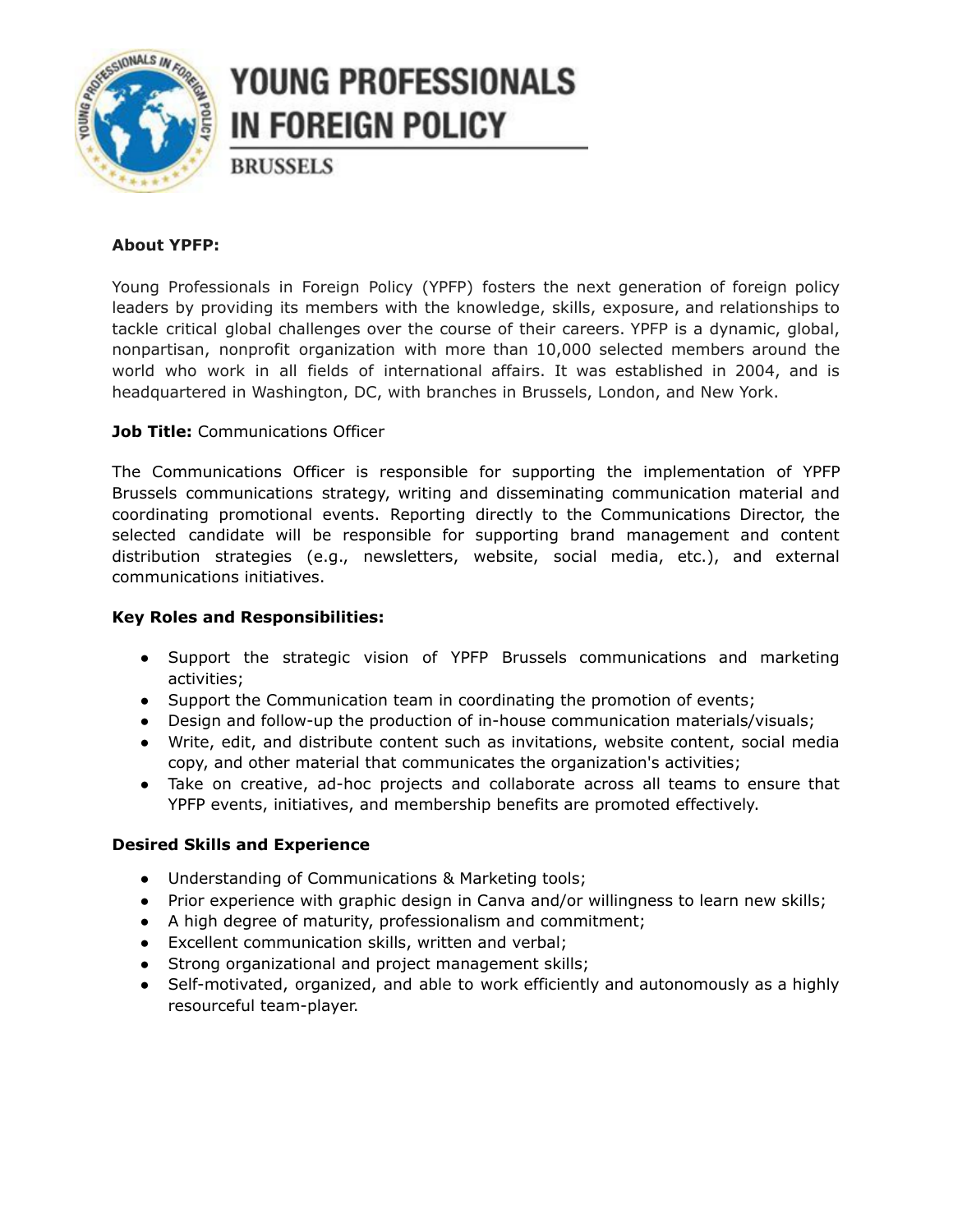# YOUNG PROFESSIONALS IN FOREIGN POLICY

BRUSSELS

**About YPFP:**

Young Professionals in Foreign Policy (YPFP) fosters the next generation of foreign policy leaders by providing its members with the knowledge, skills, exposure, and relationships to tackle critical global challenges over the course of their careers. YPFP is a dynamic, global, nonpartisan, nonprofit organization with more than 10,000 selected members around the world who work in all fields of international affairs. It was established in 2004, and is headquartered in Washington, DC, with branches in Brussels, London, and New York.

**Job Title:** Communications Officer

The Communications Officer is responsible for supporting the implementation of YPFP Brussels communications strategy, writing and disseminating communication material and coordinating promotional events. Reporting directly to the Communications Director, the selected candidate will be responsible for supporting brand management and content distribution strategies (e.g., newsletters, website, social media, etc.), and external communications initiatives.

**Key Roles and Responsibilities:**

- Support the strategic vision of YPFP Brussels communications and marketing activities;
- Support the Communication team in coordinating the promotion of events;
- Design and follow-up the production of in-house communication materials/visuals;
- Write, edit, and distribute content such as invitations, website content, social media copy, and other material that communicates the organization's activities;
- Take on creative, ad-hoc projects and collaborate across all teams to ensure that YPFP events, initiatives, and membership benefits are promoted effectively.

**Desired Skills and Experience**

- Understanding of Communications & Marketing tools;
- Prior experience with graphic design in Canva and/or willingness to learn new skills;
- A high degree of maturity, professionalism and commitment;
- Excellent communication skills, written and verbal;
- Strong organizational and project management skills;
- Self-motivated, organized, and able to work efficiently and autonomously as a highly resourceful team-player.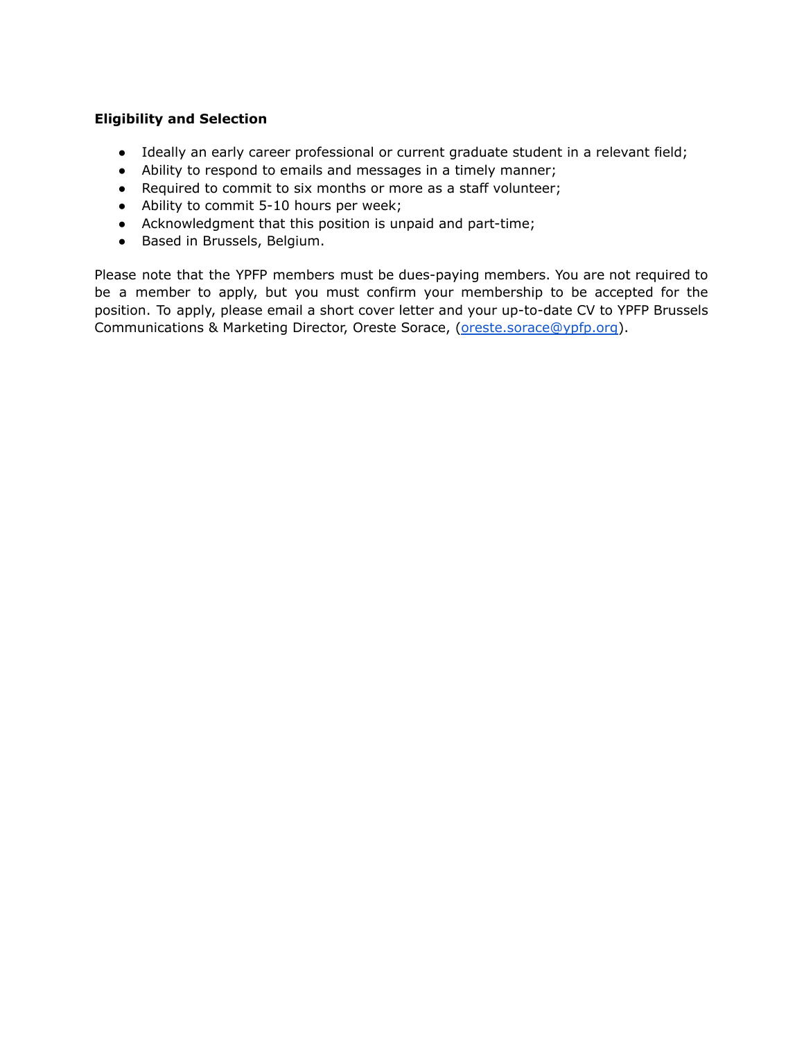**Eligibility and Selection**

- Ideally an early career professional or current graduate student in a relevant field;
- Ability to respond to emails and messages in a timely manner;
- Required to commit to six months or more as a staff volunteer;
- Ability to commit 5-10 hours per week;
- Acknowledgment that this position is unpaid and part-time;
- Based in Brussels, Belgium.

Please note that the YPFP members must be dues-paying members. You are not required to be a member to apply, but you must confirm your membership to be accepted for the position. To apply, please email a short cover letter and your up-to-date CV to YPFP Brussels Communications & Marketing Director, Oreste Sorace, (oreste.sorace@ypfp.org).